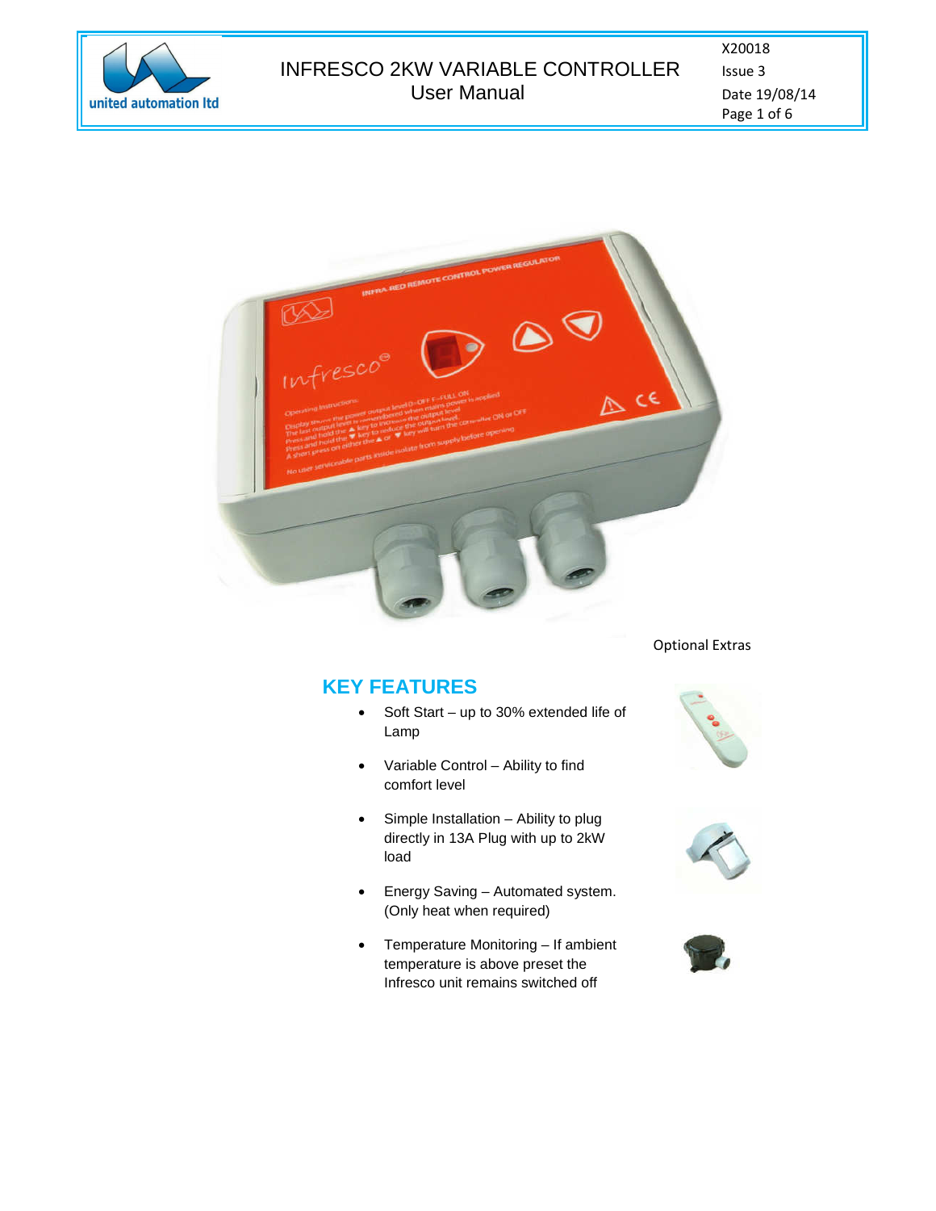# INFRESCO 2KW VARIABLE CONTROLLER
## User Manual

X20018
Issue 3
Date 19/08/14

Optional Extras

## KEY FEATURES

- Soft Start – up to 30% extended life of Lamp
- Variable Control – Ability to find comfort level
- Simple Installation – Ability to plug directly in 13A Plug with up to 2kW load
- Energy Saving – Automated system. (Only heat when required)
- Temperature Monitoring – If ambient temperature is above preset the Infresco unit remains switched off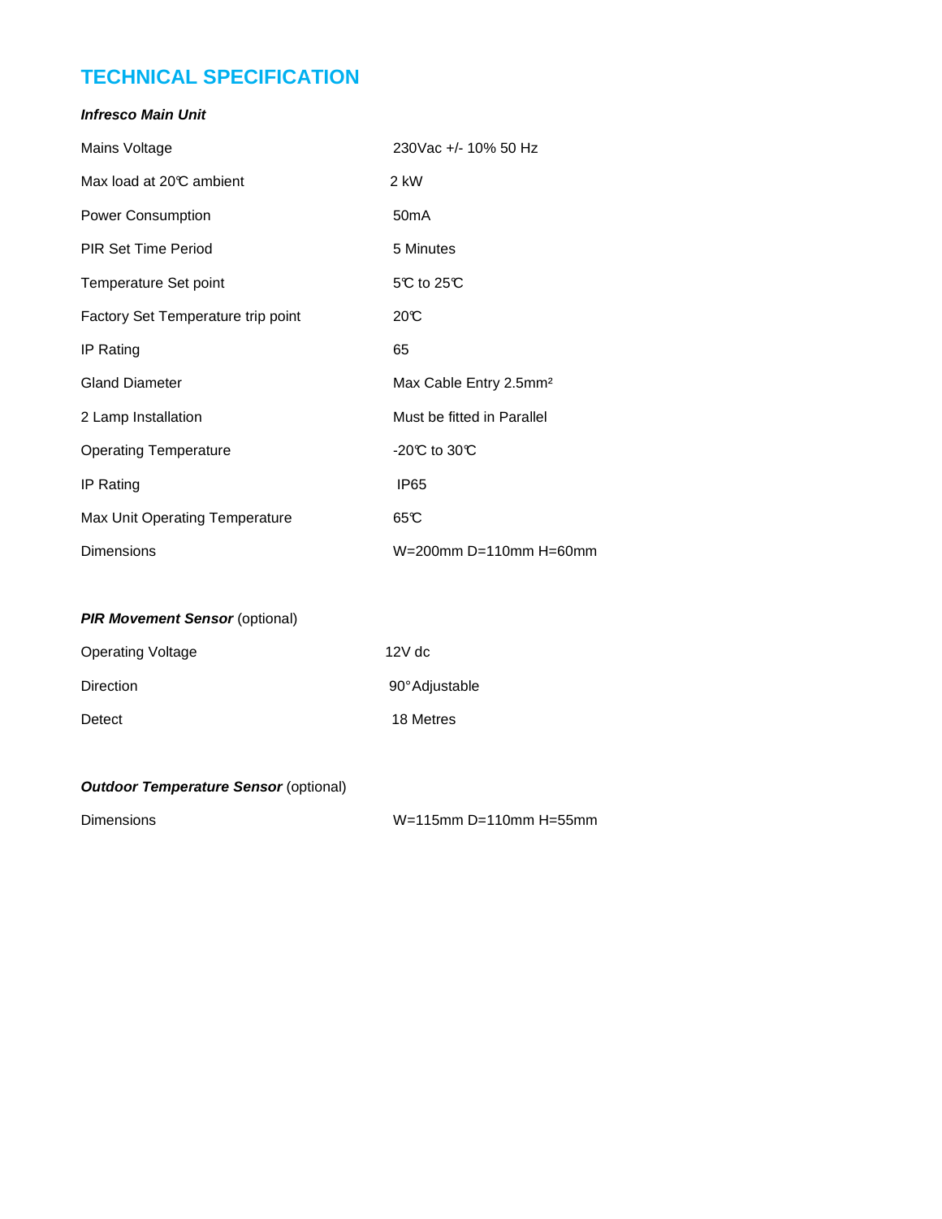## TECHNICAL SPECIFICATION

***Infresco Main Unit***

| | |
|---|---|
| Mains Voltage | 230Vac +/- 10% 50 Hz |
| Max load at 20℃ ambient | 2 kW |
| Power Consumption | 50mA |
| PIR Set Time Period | 5 Minutes |
| Temperature Set point | 5℃ to 25℃ |
| Factory Set Temperature trip point | 20℃ |
| IP Rating | 65 |
| Gland Diameter | Max Cable Entry 2.5mm² |
| 2 Lamp Installation | Must be fitted in Parallel |
| Operating Temperature | -20℃ to 30℃ |
| IP Rating | IP65 |
| Max Unit Operating Temperature | 65℃ |
| Dimensions | W=200mm D=110mm H=60mm |

***PIR Movement Sensor*** (optional)

| | |
|---|---|
| Operating Voltage | 12V dc |
| Direction | 90° Adjustable |
| Detect | 18 Metres |

***Outdoor Temperature Sensor*** (optional)

| | |
|---|---|
| Dimensions | W=115mm D=110mm H=55mm |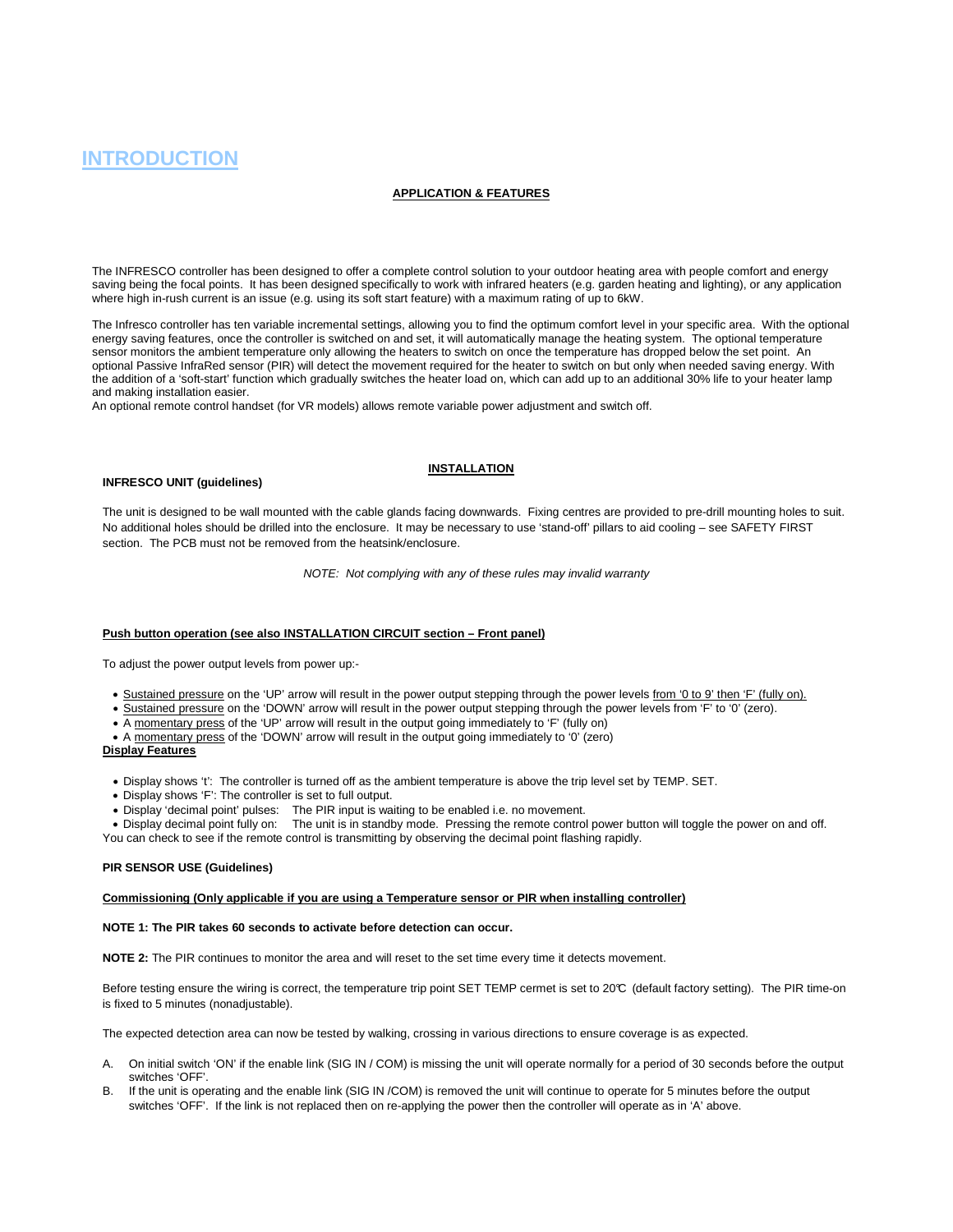# INTRODUCTION

**APPLICATION & FEATURES**

The INFRESCO controller has been designed to offer a complete control solution to your outdoor heating area with people comfort and energy saving being the focal points. It has been designed specifically to work with infrared heaters (e.g. garden heating and lighting), or any application where high in-rush current is an issue (e.g. using its soft start feature) with a maximum rating of up to 6kW.

The Infresco controller has ten variable incremental settings, allowing you to find the optimum comfort level in your specific area. With the optional energy saving features, once the controller is switched on and set, it will automatically manage the heating system. The optional temperature sensor monitors the ambient temperature only allowing the heaters to switch on once the temperature has dropped below the set point. An optional Passive InfraRed sensor (PIR) will detect the movement required for the heater to switch on but only when needed saving energy. With the addition of a 'soft-start' function which gradually switches the heater load on, which can add up to an additional 30% life to your heater lamp and making installation easier.
An optional remote control handset (for VR models) allows remote variable power adjustment and switch off.

**INSTALLATION**

**INFRESCO UNIT (guidelines)**

The unit is designed to be wall mounted with the cable glands facing downwards. Fixing centres are provided to pre-drill mounting holes to suit. No additional holes should be drilled into the enclosure. It may be necessary to use 'stand-off' pillars to aid cooling – see SAFETY FIRST section. The PCB must not be removed from the heatsink/enclosure.

*NOTE: Not complying with any of these rules may invalid warranty*

**Push button operation (see also INSTALLATION CIRCUIT section – Front panel)**

To adjust the power output levels from power up:-

- Sustained pressure on the 'UP' arrow will result in the power output stepping through the power levels from '0 to 9' then 'F' (fully on).
- Sustained pressure on the 'DOWN' arrow will result in the power output stepping through the power levels from 'F' to '0' (zero).
- A momentary press of the 'UP' arrow will result in the output going immediately to 'F' (fully on)
- A momentary press of the 'DOWN' arrow will result in the output going immediately to '0' (zero)

**Display Features**

- Display shows 't': The controller is turned off as the ambient temperature is above the trip level set by TEMP. SET.
- Display shows 'F': The controller is set to full output.
- Display 'decimal point' pulses: The PIR input is waiting to be enabled i.e. no movement.
- Display decimal point fully on: The unit is in standby mode. Pressing the remote control power button will toggle the power on and off.

You can check to see if the remote control is transmitting by observing the decimal point flashing rapidly.

**PIR SENSOR USE (Guidelines)**

**Commissioning (Only applicable if you are using a Temperature sensor or PIR when installing controller)**

**NOTE 1: The PIR takes 60 seconds to activate before detection can occur.**

**NOTE 2:** The PIR continues to monitor the area and will reset to the set time every time it detects movement.

Before testing ensure the wiring is correct, the temperature trip point SET TEMP cermet is set to 20℃ (default factory setting). The PIR time-on is fixed to 5 minutes (nonadjustable).

The expected detection area can now be tested by walking, crossing in various directions to ensure coverage is as expected.

A. On initial switch 'ON' if the enable link (SIG IN / COM) is missing the unit will operate normally for a period of 30 seconds before the output switches 'OFF'.
B. If the unit is operating and the enable link (SIG IN /COM) is removed the unit will continue to operate for 5 minutes before the output switches 'OFF'. If the link is not replaced then on re-applying the power then the controller will operate as in 'A' above.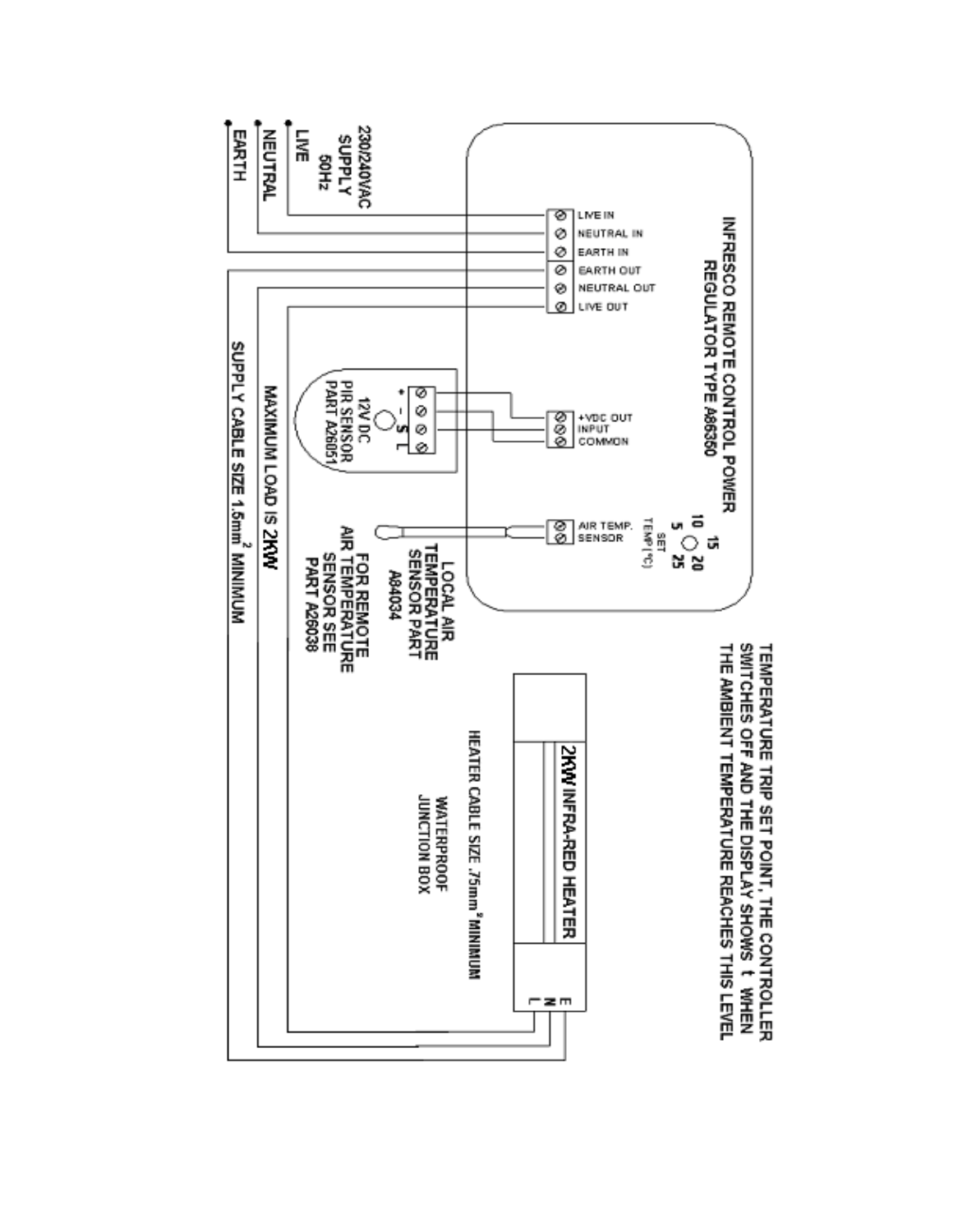INFRESCO REMOTE CONTROL POWER REGULATOR TYPE A86350

LIVE IN
NEUTRAL IN
EARTH IN
EARTH OUT
NEUTRAL OUT
LIVE OUT

+VDC OUT
INPUT
COMMON

AIR TEMP. SENSOR

SET TEMP (°C)
5
10
15
20
25

230/240VAC SUPPLY 50Hz

LIVE
NEUTRAL
EARTH

12V DC PIR SENSOR PART A26051

\+ − S L

LOCAL AIR TEMPERATURE SENSOR PART A84034

FOR REMOTE AIR TEMPERATURE SENSOR SEE PART A26038

MAXIMUM LOAD IS 2KW

SUPPLY CABLE SIZE 1.5mm$^2$ MINIMUM

2KW INFRA-RED HEATER

E
N
L

HEATER CABLE SIZE .75mm$^2$ MINIMUM

WATERPROOF JUNCTION BOX

TEMPERATURE TRIP SET POINT, THE CONTROLLER SWITCHES OFF AND THE DISPLAY SHOWS t WHEN THE AMBIENT TEMPERATURE REACHES THIS LEVEL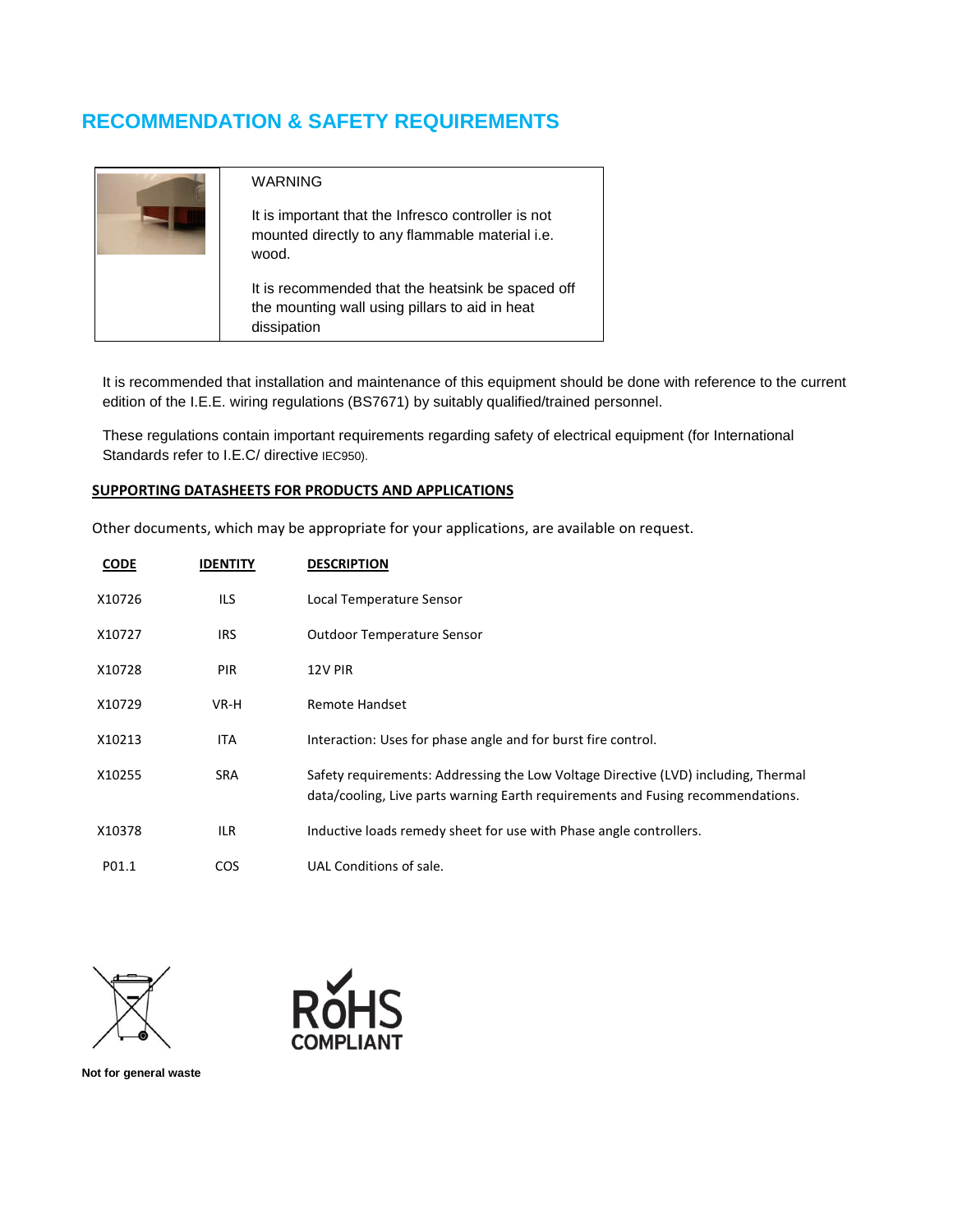## RECOMMENDATION & SAFETY REQUIREMENTS

| | |
|---|---|
| | WARNING<br><br>It is important that the Infresco controller is not mounted directly to any flammable material i.e. wood.<br><br>It is recommended that the heatsink be spaced off the mounting wall using pillars to aid in heat dissipation |

It is recommended that installation and maintenance of this equipment should be done with reference to the current edition of the I.E.E. wiring regulations (BS7671) by suitably qualified/trained personnel.

These regulations contain important requirements regarding safety of electrical equipment (for International Standards refer to I.E.C/ directive IEC950).

**SUPPORTING DATASHEETS FOR PRODUCTS AND APPLICATIONS**

Other documents, which may be appropriate for your applications, are available on request.

| CODE | IDENTITY | DESCRIPTION |
|---|---|---|
| X10726 | ILS | Local Temperature Sensor |
| X10727 | IRS | Outdoor Temperature Sensor |
| X10728 | PIR | 12V PIR |
| X10729 | VR-H | Remote Handset |
| X10213 | ITA | Interaction: Uses for phase angle and for burst fire control. |
| X10255 | SRA | Safety requirements: Addressing the Low Voltage Directive (LVD) including, Thermal data/cooling, Live parts warning Earth requirements and Fusing recommendations. |
| X10378 | ILR | Inductive loads remedy sheet for use with Phase angle controllers. |
| P01.1 | COS | UAL Conditions of sale. |

**Not for general waste**

RoHS COMPLIANT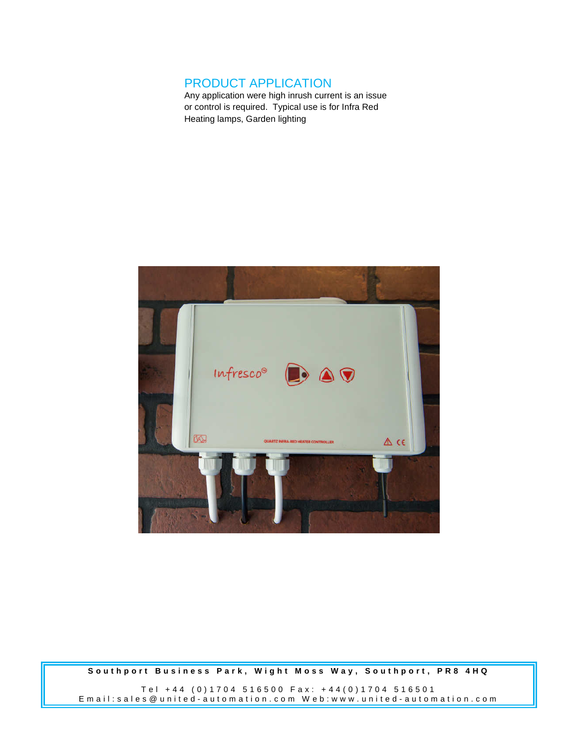## PRODUCT APPLICATION

Any application were high inrush current is an issue or control is required. Typical use is for Infra Red Heating lamps, Garden lighting

**Southport Business Park, Wight Moss Way, Southport, PR8 4HQ**

Tel +44 (0)1704 516500 Fax: +44(0)1704 516501
Email:sales@united-automation.com Web:www.united-automation.com